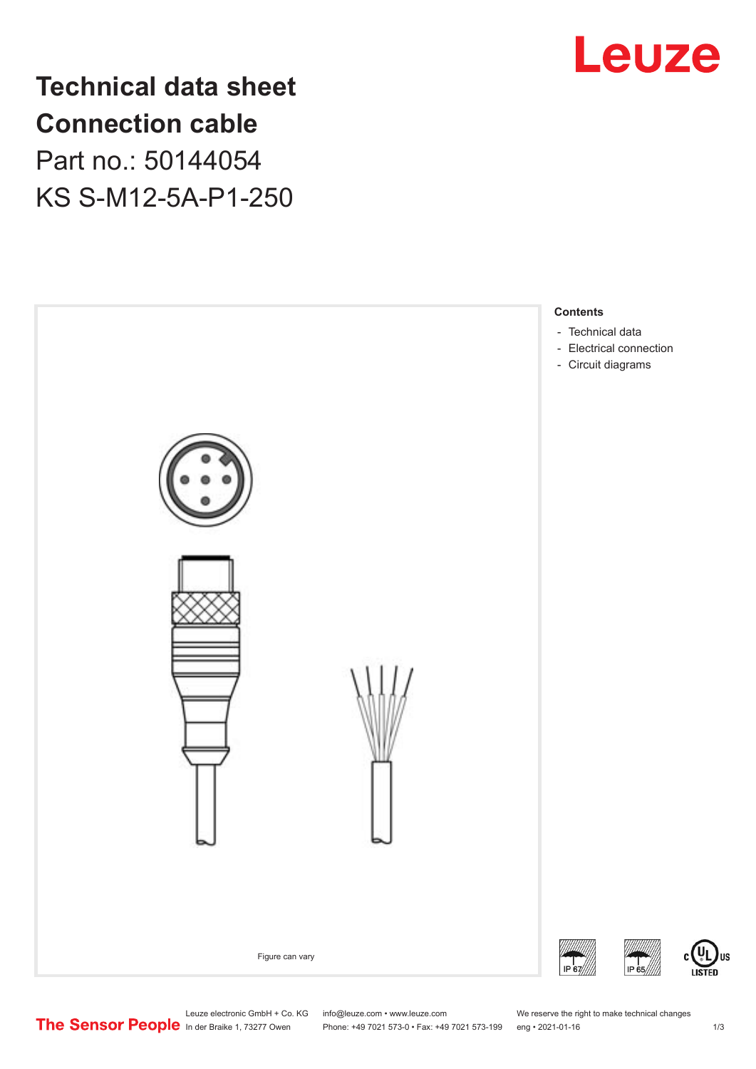# Technical data sheet
# Connection cable

## Part no.: 50144054

## KS S-M12-5A-P1-250

Figure can vary

**Contents**

- Technical data
- Electrical connection
- Circuit diagrams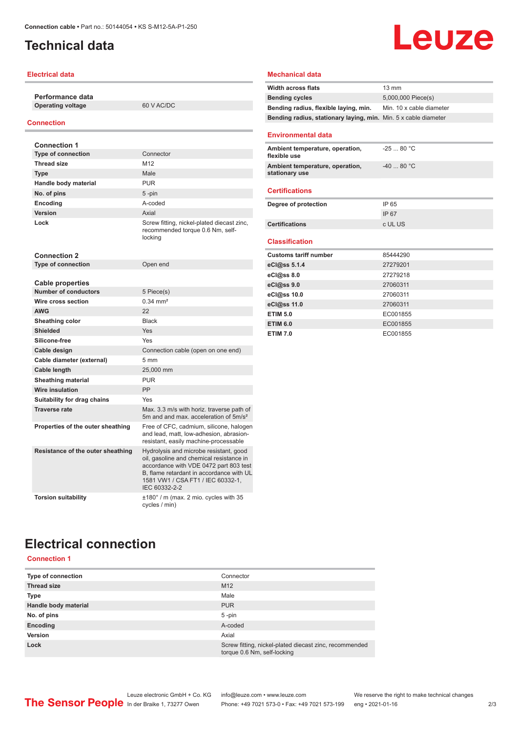# Technical data

## Electrical data

### Performance data

| | |
|---|---|
| Operating voltage | 60 V AC/DC |

## Connection

### Connection 1

| | |
|---|---|
| Type of connection | Connector |
| Thread size | M12 |
| Type | Male |
| Handle body material | PUR |
| No. of pins | 5 -pin |
| Encoding | A-coded |
| Version | Axial |
| Lock | Screw fitting, nickel-plated diecast zinc, recommended torque 0.6 Nm, self-locking |

### Connection 2

| | |
|---|---|
| Type of connection | Open end |

### Cable properties

| | |
|---|---|
| Number of conductors | 5 Piece(s) |
| Wire cross section | 0.34 mm² |
| AWG | 22 |
| Sheathing color | Black |
| Shielded | Yes |
| Silicone-free | Yes |
| Cable design | Connection cable (open on one end) |
| Cable diameter (external) | 5 mm |
| Cable length | 25,000 mm |
| Sheathing material | PUR |
| Wire insulation | PP |
| Suitability for drag chains | Yes |
| Traverse rate | Max. 3.3 m/s with horiz. traverse path of 5m and and max. acceleration of 5m/s² |
| Properties of the outer sheathing | Free of CFC, cadmium, silicone, halogen and lead, matt, low-adhesion, abrasion-resistant, easily machine-processable |
| Resistance of the outer sheathing | Hydrolysis and microbe resistant, good oil, gasoline and chemical resistance in accordance with VDE 0472 part 803 test B, flame retardant in accordance with UL 1581 VW1 / CSA FT1 / IEC 60332-1, IEC 60332-2-2 |
| Torsion suitability | ±180° / m (max. 2 mio. cycles with 35 cycles / min) |

## Mechanical data

| | |
|---|---|
| Width across flats | 13 mm |
| Bending cycles | 5,000,000 Piece(s) |
| Bending radius, flexible laying, min. | Min. 10 x cable diameter |
| Bending radius, stationary laying, min. | Min. 5 x cable diameter |

## Environmental data

| | |
|---|---|
| Ambient temperature, operation, flexible use | -25 ... 80 °C |
| Ambient temperature, operation, stationary use | -40 ... 80 °C |

## Certifications

| | |
|---|---|
| Degree of protection | IP 65 |
| | IP 67 |
| Certifications | c UL US |

## Classification

| | |
|---|---|
| Customs tariff number | 85444290 |
| eCl@ss 5.1.4 | 27279201 |
| eCl@ss 8.0 | 27279218 |
| eCl@ss 9.0 | 27060311 |
| eCl@ss 10.0 | 27060311 |
| eCl@ss 11.0 | 27060311 |
| ETIM 5.0 | EC001855 |
| ETIM 6.0 | EC001855 |
| ETIM 7.0 | EC001855 |

# Electrical connection

## Connection 1

| | |
|---|---|
| Type of connection | Connector |
| Thread size | M12 |
| Type | Male |
| Handle body material | PUR |
| No. of pins | 5 -pin |
| Encoding | A-coded |
| Version | Axial |
| Lock | Screw fitting, nickel-plated diecast zinc, recommended torque 0.6 Nm, self-locking |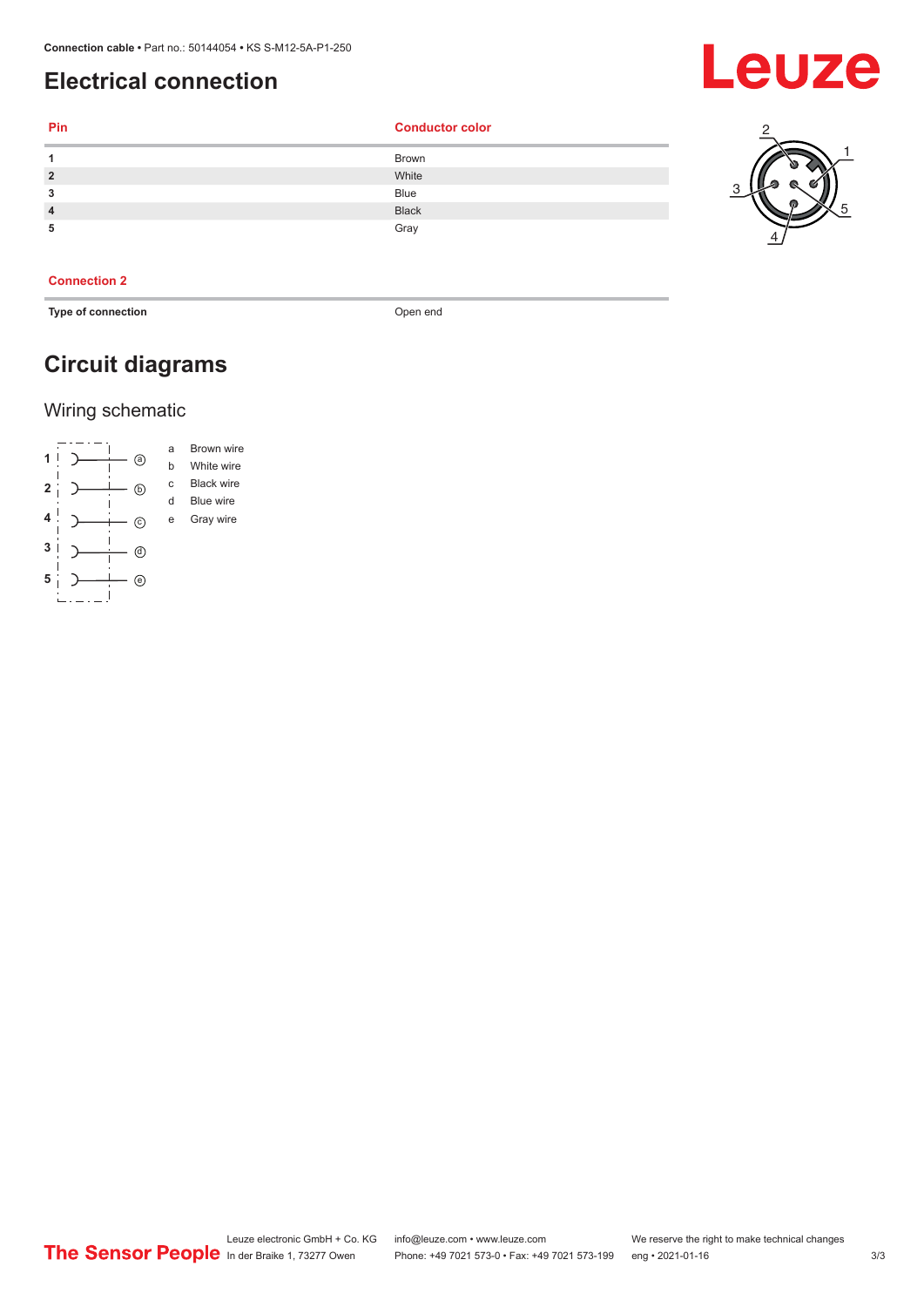## Electrical connection

| Pin | Conductor color |
| --- | --- |
| 1 | Brown |
| 2 | White |
| 3 | Blue |
| 4 | Black |
| 5 | Gray |

1
2
3
4
5

### Connection 2

| | |
| --- | --- |
| **Type of connection** | Open end |

## Circuit diagrams

### Wiring schematic

1 ⓐ
2 ⓑ
4 ⓒ
3 ⓓ
5 ⓔ

| | |
| --- | --- |
| a | Brown wire |
| b | White wire |
| c | Black wire |
| d | Blue wire |
| e | Gray wire |